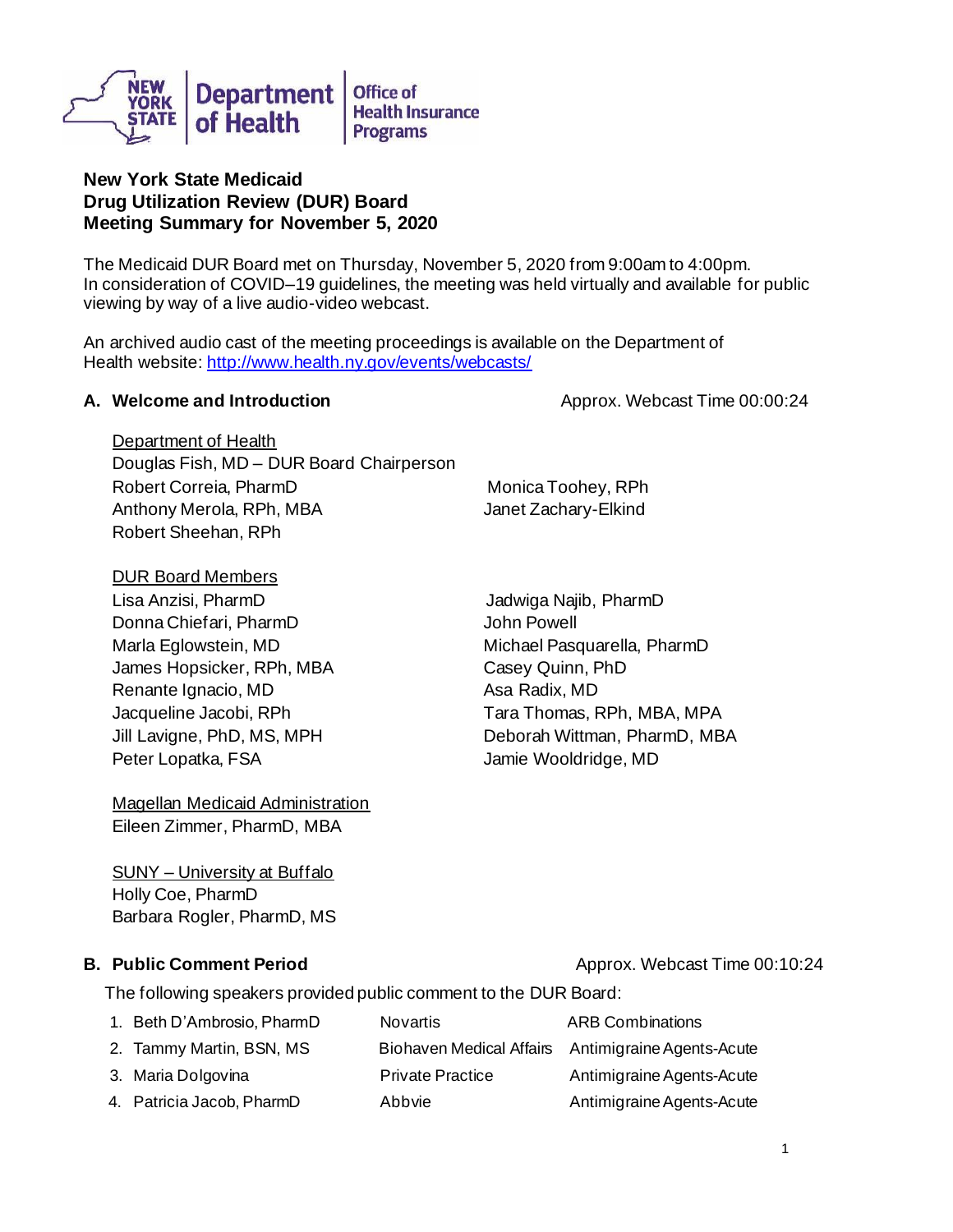**New York State Medicaid**
**Drug Utilization Review (DUR) Board**
**Meeting Summary for November 5, 2020**

The Medicaid DUR Board met on Thursday, November 5, 2020 from 9:00am to 4:00pm. In consideration of COVID–19 guidelines, the meeting was held virtually and available for public viewing by way of a live audio-video webcast.

An archived audio cast of the meeting proceedings is available on the Department of Health website: http://www.health.ny.gov/events/webcasts/

## A. Welcome and Introduction

Approx. Webcast Time 00:00:24

Department of Health
Douglas Fish, MD – DUR Board Chairperson
Robert Correia, PharmD
Anthony Merola, RPh, MBA
Robert Sheehan, RPh
Monica Toohey, RPh
Janet Zachary-Elkind

DUR Board Members
Lisa Anzisi, PharmD
Donna Chiefari, PharmD
Marla Eglowstein, MD
James Hopsicker, RPh, MBA
Renante Ignacio, MD
Jacqueline Jacobi, RPh
Jill Lavigne, PhD, MS, MPH
Peter Lopatka, FSA
Jadwiga Najib, PharmD
John Powell
Michael Pasquarella, PharmD
Casey Quinn, PhD
Asa Radix, MD
Tara Thomas, RPh, MBA, MPA
Deborah Wittman, PharmD, MBA
Jamie Wooldridge, MD

Magellan Medicaid Administration
Eileen Zimmer, PharmD, MBA

SUNY – University at Buffalo
Holly Coe, PharmD
Barbara Rogler, PharmD, MS

## B. Public Comment Period

Approx. Webcast Time 00:10:24

The following speakers provided public comment to the DUR Board:

1. Beth D'Ambrosio, PharmD — Novartis — ARB Combinations
2. Tammy Martin, BSN, MS — Biohaven Medical Affairs — Antimigraine Agents-Acute
3. Maria Dolgovina — Private Practice — Antimigraine Agents-Acute
4. Patricia Jacob, PharmD — Abbvie — Antimigraine Agents-Acute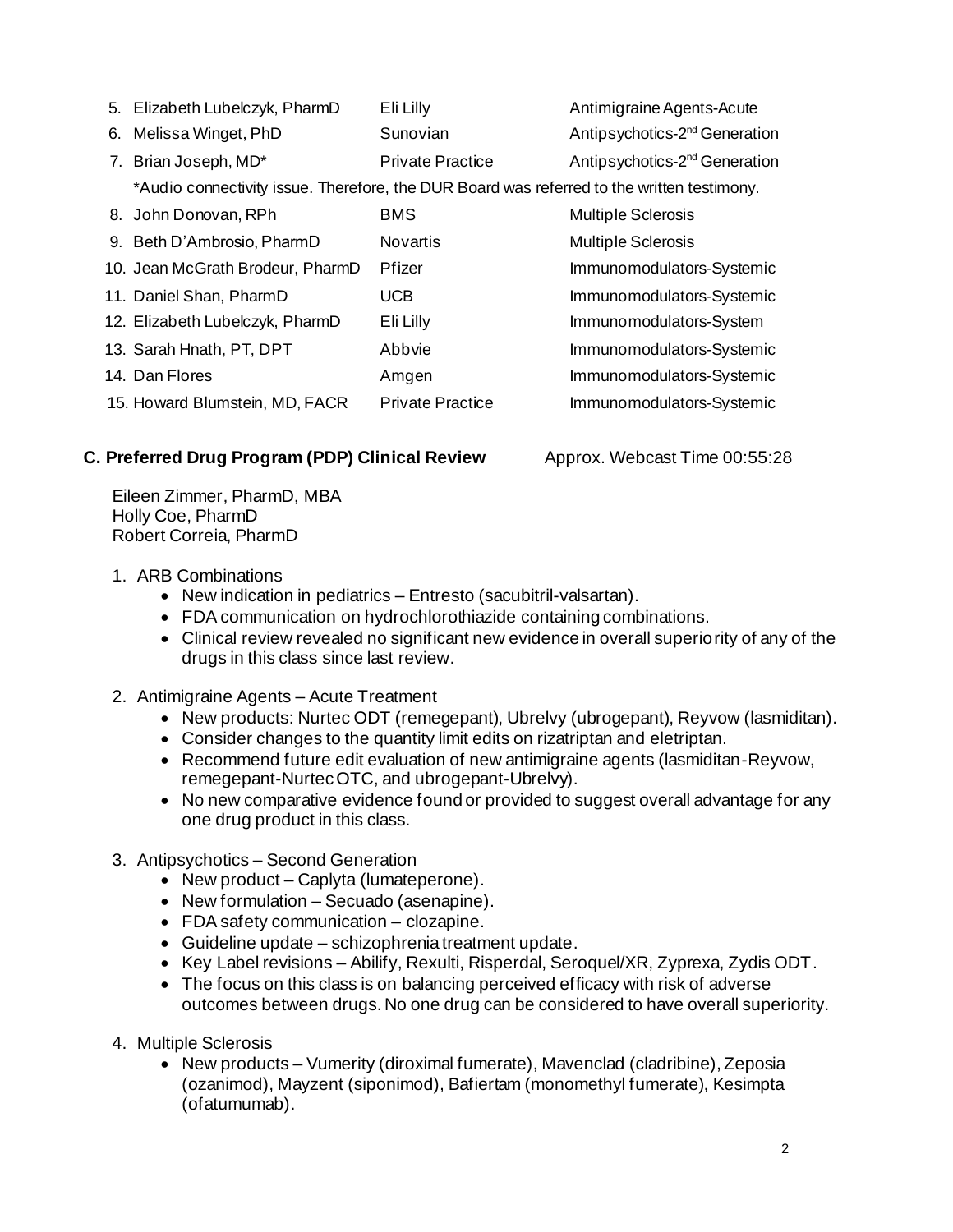| | | |
|---|---|---|
| 5. Elizabeth Lubelczyk, PharmD | Eli Lilly | Antimigraine Agents-Acute |
| 6. Melissa Winget, PhD | Sunovian | Antipsychotics-2nd Generation |
| 7. Brian Joseph, MD* | Private Practice | Antipsychotics-2nd Generation |

*Audio connectivity issue. Therefore, the DUR Board was referred to the written testimony.

| | | |
|---|---|---|
| 8. John Donovan, RPh | BMS | Multiple Sclerosis |
| 9. Beth D'Ambrosio, PharmD | Novartis | Multiple Sclerosis |
| 10. Jean McGrath Brodeur, PharmD | Pfizer | Immunomodulators-Systemic |
| 11. Daniel Shan, PharmD | UCB | Immunomodulators-Systemic |
| 12. Elizabeth Lubelczyk, PharmD | Eli Lilly | Immunomodulators-System |
| 13. Sarah Hnath, PT, DPT | Abbvie | Immunomodulators-Systemic |
| 14. Dan Flores | Amgen | Immunomodulators-Systemic |
| 15. Howard Blumstein, MD, FACR | Private Practice | Immunomodulators-Systemic |

**C. Preferred Drug Program (PDP) Clinical Review** Approx. Webcast Time 00:55:28

Eileen Zimmer, PharmD, MBA
Holly Coe, PharmD
Robert Correia, PharmD

1. ARB Combinations
   - New indication in pediatrics – Entresto (sacubitril-valsartan).
   - FDA communication on hydrochlorothiazide containing combinations.
   - Clinical review revealed no significant new evidence in overall superiority of any of the drugs in this class since last review.
2. Antimigraine Agents – Acute Treatment
   - New products: Nurtec ODT (remegepant), Ubrelvy (ubrogepant), Reyvow (lasmiditan).
   - Consider changes to the quantity limit edits on rizatriptan and eletriptan.
   - Recommend future edit evaluation of new antimigraine agents (lasmiditan-Reyvow, remegepant-Nurtec OTC, and ubrogepant-Ubrelvy).
   - No new comparative evidence found or provided to suggest overall advantage for any one drug product in this class.
3. Antipsychotics – Second Generation
   - New product – Caplyta (lumateperone).
   - New formulation – Secuado (asenapine).
   - FDA safety communication – clozapine.
   - Guideline update – schizophrenia treatment update.
   - Key Label revisions – Abilify, Rexulti, Risperdal, Seroquel/XR, Zyprexa, Zydis ODT.
   - The focus on this class is on balancing perceived efficacy with risk of adverse outcomes between drugs. No one drug can be considered to have overall superiority.
4. Multiple Sclerosis
   - New products – Vumerity (diroximal fumerate), Mavenclad (cladribine), Zeposia (ozanimod), Mayzent (siponimod), Bafiertam (monomethyl fumerate), Kesimpta (ofatumumab).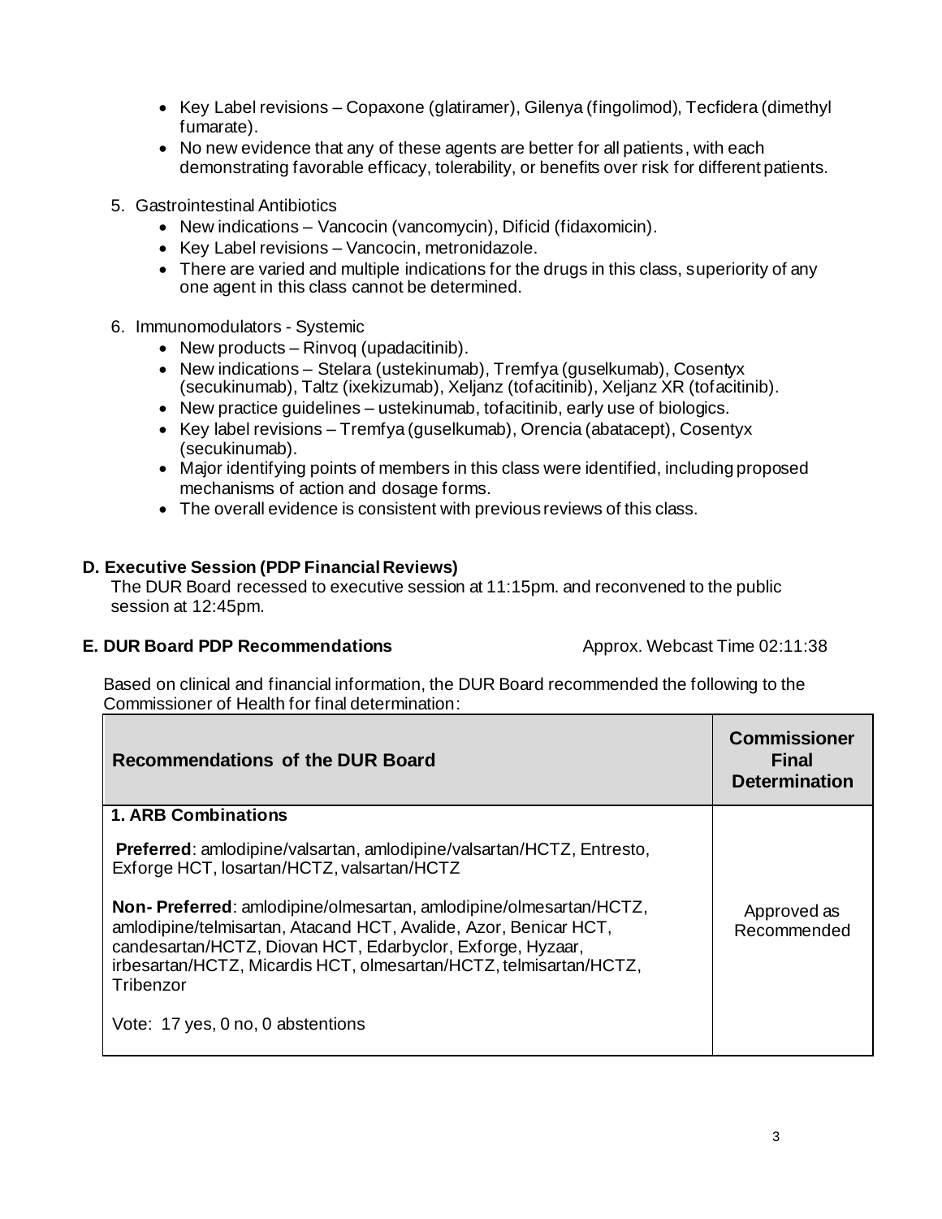- Key Label revisions – Copaxone (glatiramer), Gilenya (fingolimod), Tecfidera (dimethyl fumarate).
- No new evidence that any of these agents are better for all patients, with each demonstrating favorable efficacy, tolerability, or benefits over risk for different patients.

5. Gastrointestinal Antibiotics
   - New indications – Vancocin (vancomycin), Dificid (fidaxomicin).
   - Key Label revisions – Vancocin, metronidazole.
   - There are varied and multiple indications for the drugs in this class, superiority of any one agent in this class cannot be determined.

6. Immunomodulators - Systemic
   - New products – Rinvoq (upadacitinib).
   - New indications – Stelara (ustekinumab), Tremfya (guselkumab), Cosentyx (secukinumab), Taltz (ixekizumab), Xeljanz (tofacitinib), Xeljanz XR (tofacitinib).
   - New practice guidelines – ustekinumab, tofacitinib, early use of biologics.
   - Key label revisions – Tremfya (guselkumab), Orencia (abatacept), Cosentyx (secukinumab).
   - Major identifying points of members in this class were identified, including proposed mechanisms of action and dosage forms.
   - The overall evidence is consistent with previous reviews of this class.

### D. Executive Session (PDP Financial Reviews)

The DUR Board recessed to executive session at 11:15pm. and reconvened to the public session at 12:45pm.

### E. DUR Board PDP Recommendations

Approx. Webcast Time 02:11:38

Based on clinical and financial information, the DUR Board recommended the following to the Commissioner of Health for final determination:

| Recommendations of the DUR Board | Commissioner Final Determination |
|---|---|
| **1. ARB Combinations**<br><br>**Preferred**: amlodipine/valsartan, amlodipine/valsartan/HCTZ, Entresto, Exforge HCT, losartan/HCTZ, valsartan/HCTZ<br><br>**Non- Preferred**: amlodipine/olmesartan, amlodipine/olmesartan/HCTZ, amlodipine/telmisartan, Atacand HCT, Avalide, Azor, Benicar HCT, candesartan/HCTZ, Diovan HCT, Edarbyclor, Exforge, Hyzaar, irbesartan/HCTZ, Micardis HCT, olmesartan/HCTZ, telmisartan/HCTZ, Tribenzor<br><br>Vote: 17 yes, 0 no, 0 abstentions | Approved as Recommended |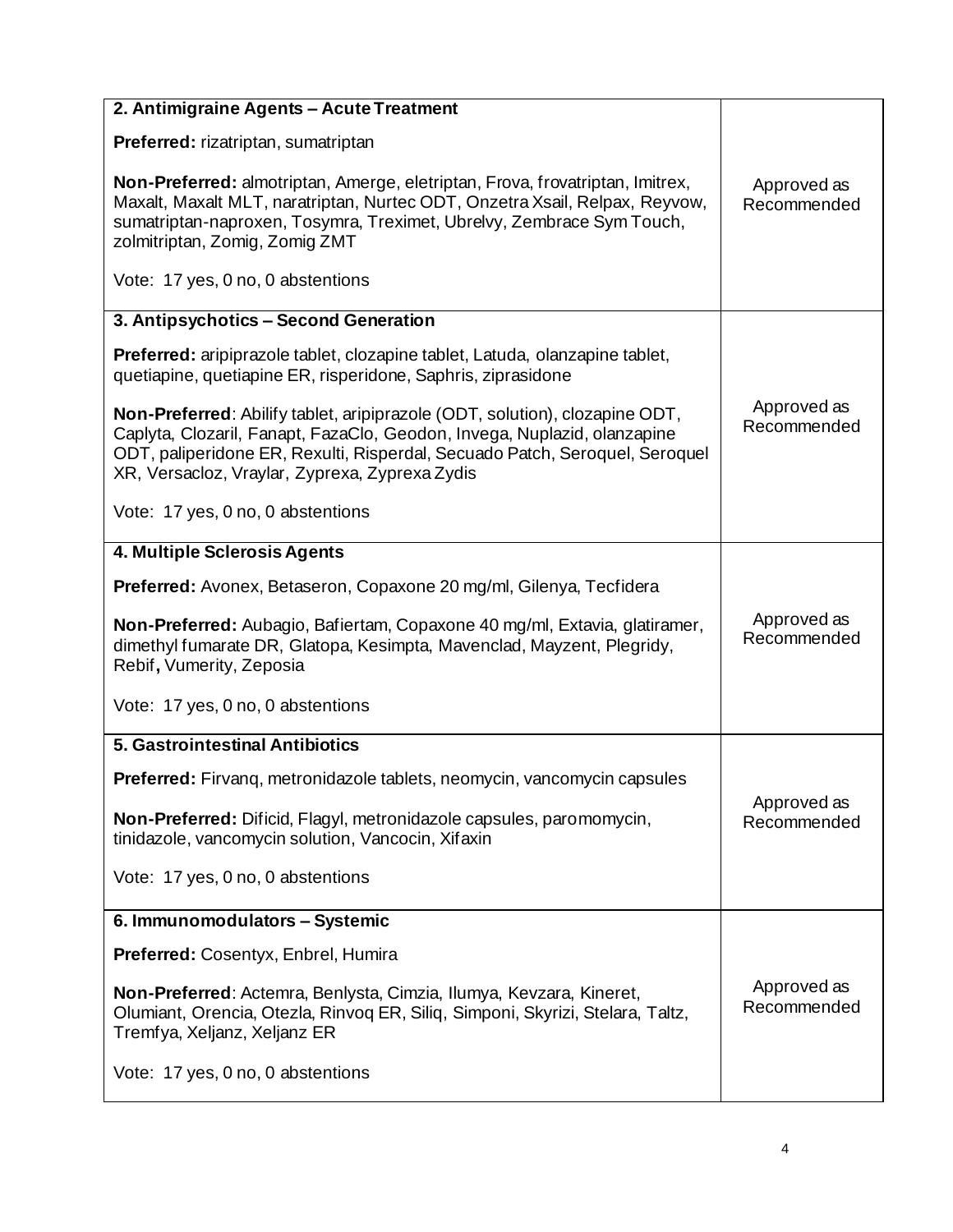| | |
|---|---|
| **2. Antimigraine Agents – Acute Treatment**<br><br>**Preferred:** rizatriptan, sumatriptan<br><br>**Non-Preferred:** almotriptan, Amerge, eletriptan, Frova, frovatriptan, Imitrex, Maxalt, Maxalt MLT, naratriptan, Nurtec ODT, Onzetra Xsail, Relpax, Reyvow, sumatriptan-naproxen, Tosymra, Treximet, Ubrelvy, Zembrace Sym Touch, zolmitriptan, Zomig, Zomig ZMT<br><br>Vote: 17 yes, 0 no, 0 abstentions | Approved as Recommended |
| **3. Antipsychotics – Second Generation**<br><br>**Preferred:** aripiprazole tablet, clozapine tablet, Latuda, olanzapine tablet, quetiapine, quetiapine ER, risperidone, Saphris, ziprasidone<br><br>**Non-Preferred**: Abilify tablet, aripiprazole (ODT, solution), clozapine ODT, Caplyta, Clozaril, Fanapt, FazaClo, Geodon, Invega, Nuplazid, olanzapine ODT, paliperidone ER, Rexulti, Risperdal, Secuado Patch, Seroquel, Seroquel XR, Versacloz, Vraylar, Zyprexa, Zyprexa Zydis<br><br>Vote: 17 yes, 0 no, 0 abstentions | Approved as Recommended |
| **4. Multiple Sclerosis Agents**<br><br>**Preferred:** Avonex, Betaseron, Copaxone 20 mg/ml, Gilenya, Tecfidera<br><br>**Non-Preferred:** Aubagio, Bafiertam, Copaxone 40 mg/ml, Extavia, glatiramer, dimethyl fumarate DR, Glatopa, Kesimpta, Mavenclad, Mayzent, Plegridy, Rebif**,** Vumerity, Zeposia<br><br>Vote: 17 yes, 0 no, 0 abstentions | Approved as Recommended |
| **5. Gastrointestinal Antibiotics**<br><br>**Preferred:** Firvanq, metronidazole tablets, neomycin, vancomycin capsules<br><br>**Non-Preferred:** Dificid, Flagyl, metronidazole capsules, paromomycin, tinidazole, vancomycin solution, Vancocin, Xifaxin<br><br>Vote: 17 yes, 0 no, 0 abstentions | Approved as Recommended |
| **6. Immunomodulators – Systemic**<br><br>**Preferred:** Cosentyx, Enbrel, Humira<br><br>**Non-Preferred**: Actemra, Benlysta, Cimzia, Ilumya, Kevzara, Kineret, Olumiant, Orencia, Otezla, Rinvoq ER, Siliq, Simponi, Skyrizi, Stelara, Taltz, Tremfya, Xeljanz, Xeljanz ER<br><br>Vote: 17 yes, 0 no, 0 abstentions | Approved as Recommended |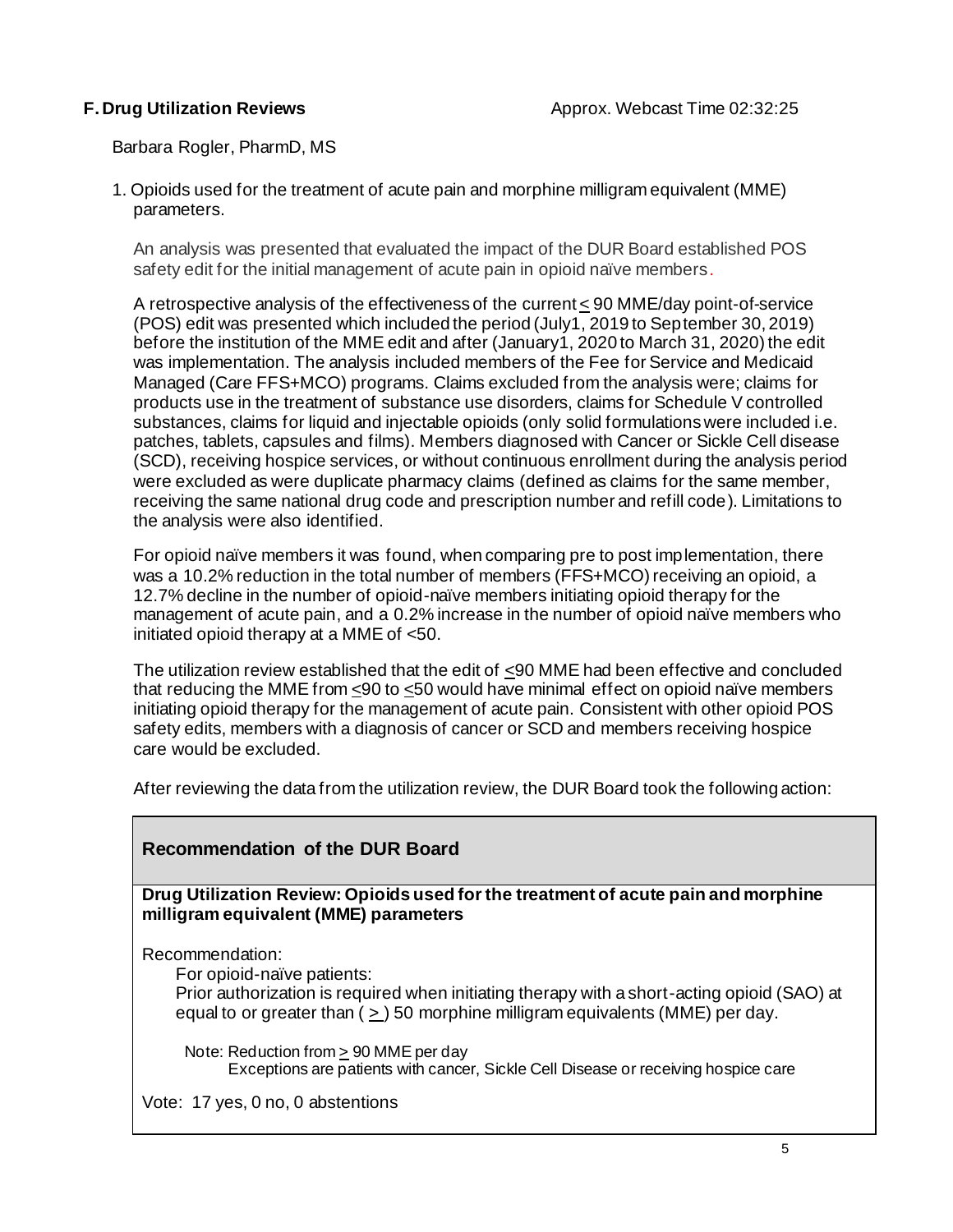**F. Drug Utilization Reviews** Approx. Webcast Time 02:32:25

Barbara Rogler, PharmD, MS

1. Opioids used for the treatment of acute pain and morphine milligram equivalent (MME) parameters.

   An analysis was presented that evaluated the impact of the DUR Board established POS safety edit for the initial management of acute pain in opioid naïve members.

   A retrospective analysis of the effectiveness of the current ≤ 90 MME/day point-of-service (POS) edit was presented which included the period (July1, 2019 to September 30, 2019) before the institution of the MME edit and after (January1, 2020 to March 31, 2020) the edit was implementation. The analysis included members of the Fee for Service and Medicaid Managed (Care FFS+MCO) programs. Claims excluded from the analysis were; claims for products use in the treatment of substance use disorders, claims for Schedule V controlled substances, claims for liquid and injectable opioids (only solid formulations were included i.e. patches, tablets, capsules and films). Members diagnosed with Cancer or Sickle Cell disease (SCD), receiving hospice services, or without continuous enrollment during the analysis period were excluded as were duplicate pharmacy claims (defined as claims for the same member, receiving the same national drug code and prescription number and refill code). Limitations to the analysis were also identified.

   For opioid naïve members it was found, when comparing pre to post implementation, there was a 10.2% reduction in the total number of members (FFS+MCO) receiving an opioid, a 12.7% decline in the number of opioid-naïve members initiating opioid therapy for the management of acute pain, and a 0.2% increase in the number of opioid naïve members who initiated opioid therapy at a MME of <50.

   The utilization review established that the edit of ≤90 MME had been effective and concluded that reducing the MME from ≤90 to ≤50 would have minimal effect on opioid naïve members initiating opioid therapy for the management of acute pain. Consistent with other opioid POS safety edits, members with a diagnosis of cancer or SCD and members receiving hospice care would be excluded.

   After reviewing the data from the utilization review, the DUR Board took the following action:

| **Recommendation of the DUR Board** |
| --- |
| **Drug Utilization Review: Opioids used for the treatment of acute pain and morphine milligram equivalent (MME) parameters**<br><br>Recommendation:<br>For opioid-naïve patients:<br>Prior authorization is required when initiating therapy with a short-acting opioid (SAO) at equal to or greater than ( ≥ ) 50 morphine milligram equivalents (MME) per day.<br><br>Note: Reduction from ≥ 90 MME per day<br>Exceptions are patients with cancer, Sickle Cell Disease or receiving hospice care<br><br>Vote: 17 yes, 0 no, 0 abstentions |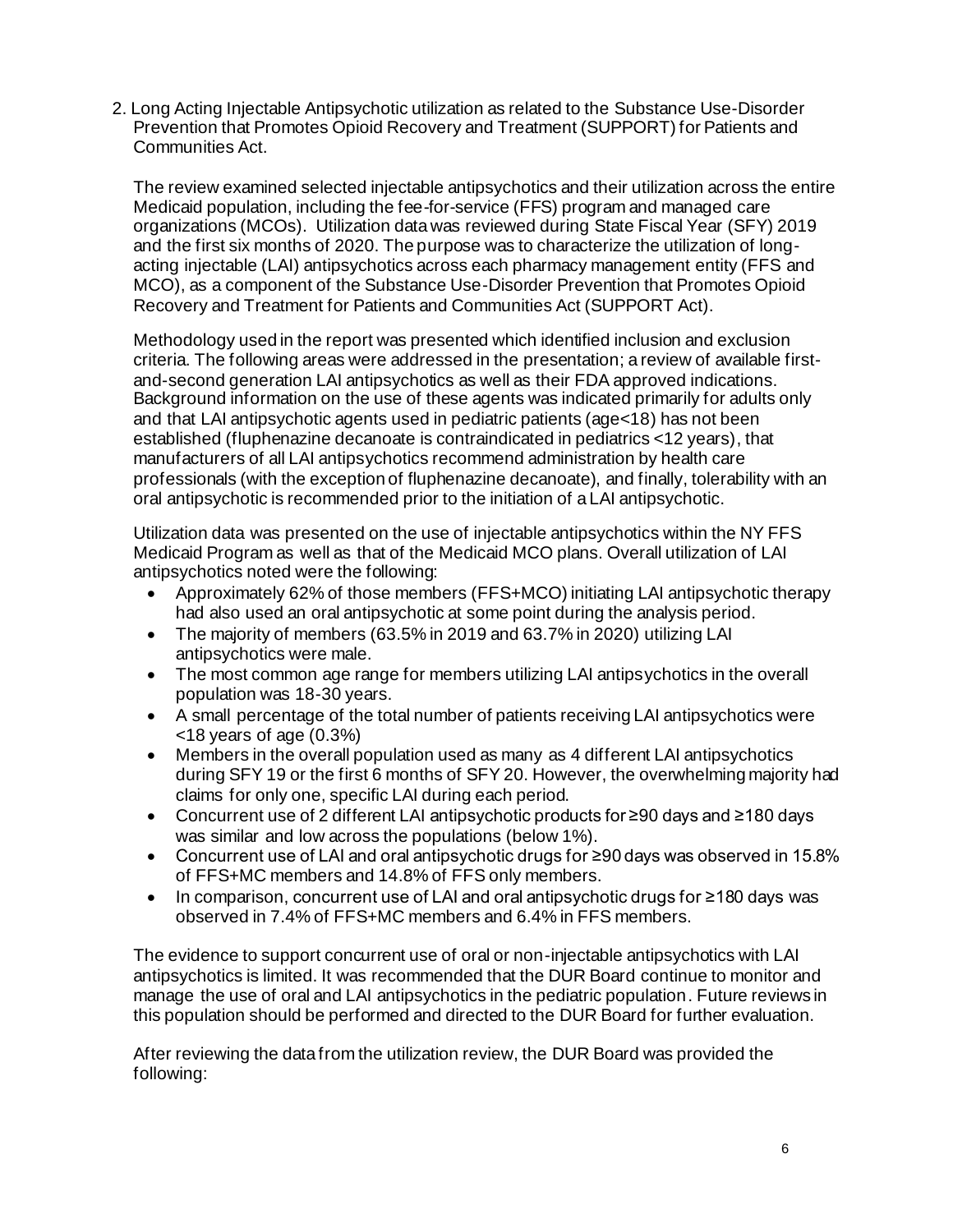2. Long Acting Injectable Antipsychotic utilization as related to the Substance Use-Disorder Prevention that Promotes Opioid Recovery and Treatment (SUPPORT) for Patients and Communities Act.

The review examined selected injectable antipsychotics and their utilization across the entire Medicaid population, including the fee-for-service (FFS) program and managed care organizations (MCOs). Utilization data was reviewed during State Fiscal Year (SFY) 2019 and the first six months of 2020. The purpose was to characterize the utilization of long-acting injectable (LAI) antipsychotics across each pharmacy management entity (FFS and MCO), as a component of the Substance Use-Disorder Prevention that Promotes Opioid Recovery and Treatment for Patients and Communities Act (SUPPORT Act).

Methodology used in the report was presented which identified inclusion and exclusion criteria. The following areas were addressed in the presentation; a review of available first-and-second generation LAI antipsychotics as well as their FDA approved indications. Background information on the use of these agents was indicated primarily for adults only and that LAI antipsychotic agents used in pediatric patients (age<18) has not been established (fluphenazine decanoate is contraindicated in pediatrics <12 years), that manufacturers of all LAI antipsychotics recommend administration by health care professionals (with the exception of fluphenazine decanoate), and finally, tolerability with an oral antipsychotic is recommended prior to the initiation of a LAI antipsychotic.

Utilization data was presented on the use of injectable antipsychotics within the NY FFS Medicaid Program as well as that of the Medicaid MCO plans. Overall utilization of LAI antipsychotics noted were the following:

- Approximately 62% of those members (FFS+MCO) initiating LAI antipsychotic therapy had also used an oral antipsychotic at some point during the analysis period.
- The majority of members (63.5% in 2019 and 63.7% in 2020) utilizing LAI antipsychotics were male.
- The most common age range for members utilizing LAI antipsychotics in the overall population was 18-30 years.
- A small percentage of the total number of patients receiving LAI antipsychotics were <18 years of age (0.3%)
- Members in the overall population used as many as 4 different LAI antipsychotics during SFY 19 or the first 6 months of SFY 20. However, the overwhelming majority had claims for only one, specific LAI during each period.
- Concurrent use of 2 different LAI antipsychotic products for ≥90 days and ≥180 days was similar and low across the populations (below 1%).
- Concurrent use of LAI and oral antipsychotic drugs for ≥90 days was observed in 15.8% of FFS+MC members and 14.8% of FFS only members.
- In comparison, concurrent use of LAI and oral antipsychotic drugs for ≥180 days was observed in 7.4% of FFS+MC members and 6.4% in FFS members.

The evidence to support concurrent use of oral or non-injectable antipsychotics with LAI antipsychotics is limited. It was recommended that the DUR Board continue to monitor and manage the use of oral and LAI antipsychotics in the pediatric population. Future reviews in this population should be performed and directed to the DUR Board for further evaluation.

After reviewing the data from the utilization review, the DUR Board was provided the following: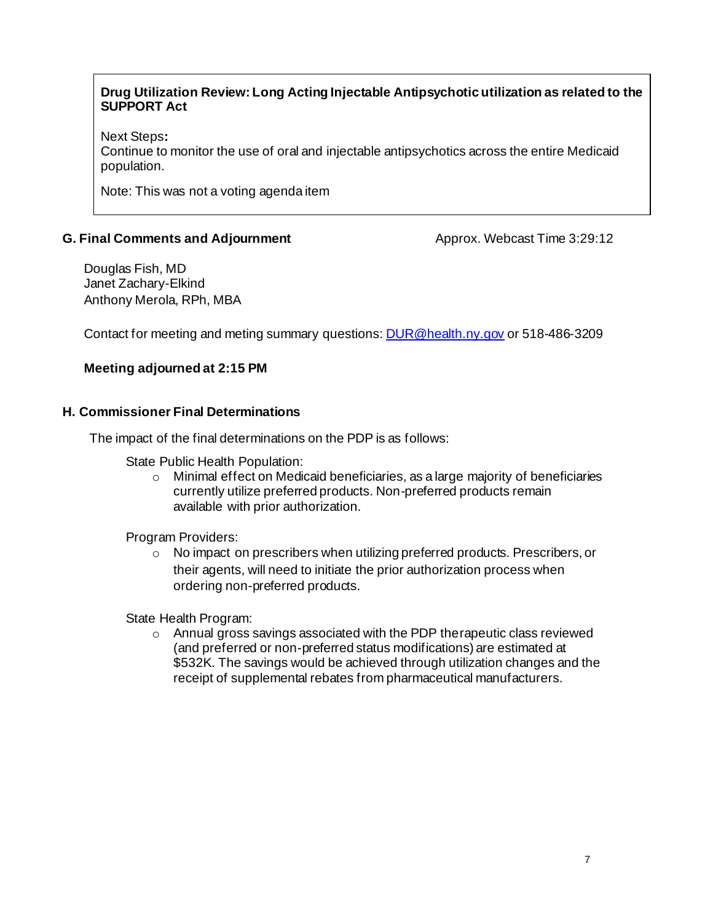**Drug Utilization Review: Long Acting Injectable Antipsychotic utilization as related to the SUPPORT Act**

Next Steps**:**
Continue to monitor the use of oral and injectable antipsychotics across the entire Medicaid population.

Note: This was not a voting agenda item

### G. Final Comments and Adjournment

Approx. Webcast Time 3:29:12

Douglas Fish, MD
Janet Zachary-Elkind
Anthony Merola, RPh, MBA

Contact for meeting and meting summary questions: [DUR@health.ny.gov](mailto:DUR@health.ny.gov) or 518-486-3209

**Meeting adjourned at 2:15 PM**

### H. Commissioner Final Determinations

The impact of the final determinations on the PDP is as follows:

State Public Health Population:

- Minimal effect on Medicaid beneficiaries, as a large majority of beneficiaries currently utilize preferred products. Non-preferred products remain available with prior authorization.

Program Providers:

- No impact on prescribers when utilizing preferred products. Prescribers, or their agents, will need to initiate the prior authorization process when ordering non-preferred products.

State Health Program:

- Annual gross savings associated with the PDP therapeutic class reviewed (and preferred or non-preferred status modifications) are estimated at $532K. The savings would be achieved through utilization changes and the receipt of supplemental rebates from pharmaceutical manufacturers.